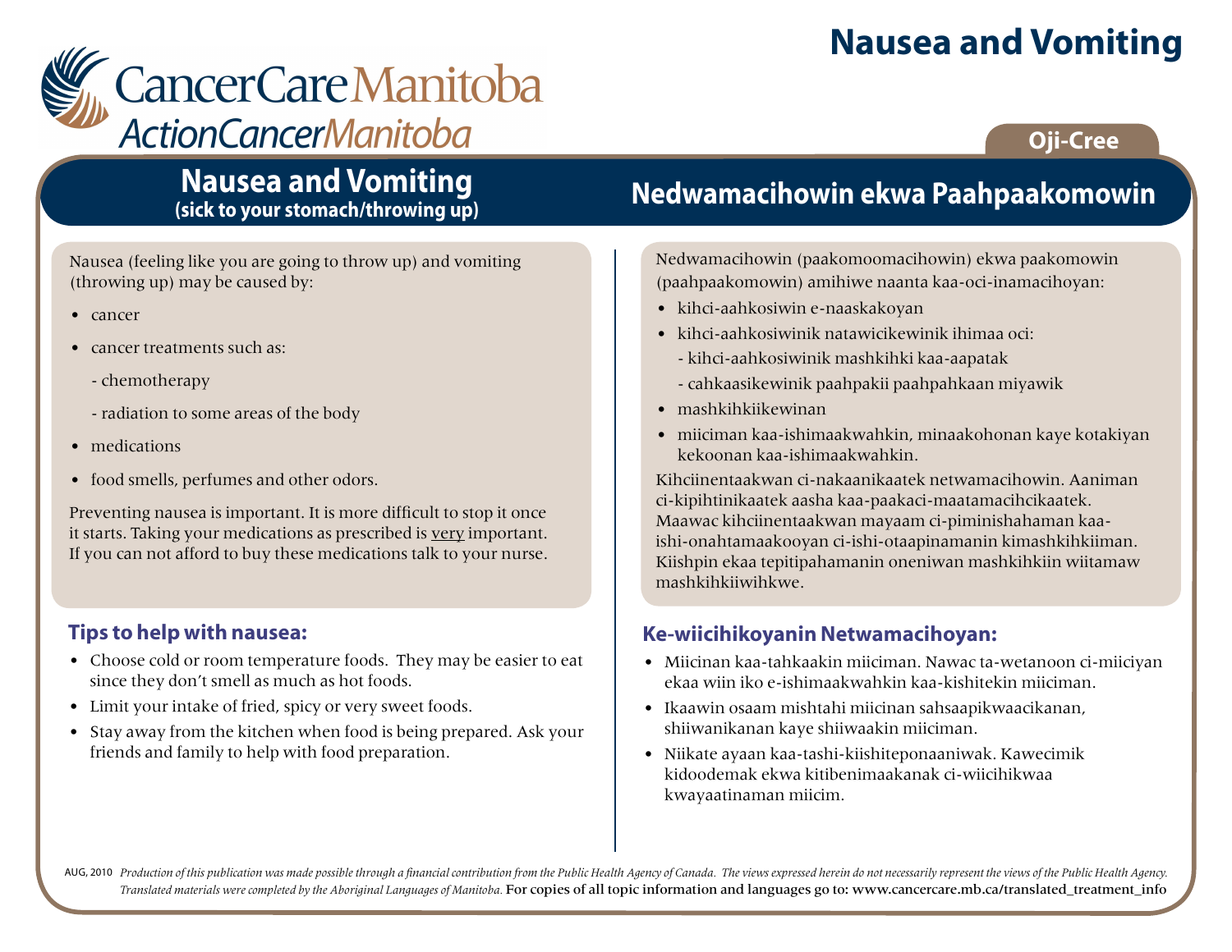# Nausea and Vomiting

CancerCare Manitoba
ActionCancerManitoba

Oji-Cree

## Nausea and Vomiting
**(sick to your stomach/throwing up)**

Nausea (feeling like you are going to throw up) and vomiting (throwing up) may be caused by:

- cancer
- cancer treatments such as:
  - chemotherapy
  - radiation to some areas of the body
- medications
- food smells, perfumes and other odors.

Preventing nausea is important. It is more difficult to stop it once it starts. Taking your medications as prescribed is <u>very</u> important. If you can not afford to buy these medications talk to your nurse.

### Tips to help with nausea:

- Choose cold or room temperature foods. They may be easier to eat since they don't smell as much as hot foods.
- Limit your intake of fried, spicy or very sweet foods.
- Stay away from the kitchen when food is being prepared. Ask your friends and family to help with food preparation.

## Nedwamacihowin ekwa Paahpaakomowin

Nedwamacihowin (paakomoomacihowin) ekwa paakomowin (paahpaakomowin) amihiwe naanta kaa-oci-inamacihoyan:

- kihci-aahkosiwin e-naaskakoyan
- kihci-aahkosiwinik natawicikewinik ihimaa oci:
  - kihci-aahkosiwinik mashkihki kaa-aapatak
  - cahkaasikewinik paahpakii paahpahkaan miyawik
- mashkihkiikewinan
- miiciman kaa-ishimaakwahkin, minaakohonan kaye kotakiyan kekoonan kaa-ishimaakwahkin.

Kihciinentaakwan ci-nakaanikaatek netwamacihowin. Aaniman ci-kipihtinikaatek aasha kaa-paakaci-maatamacihcikaatek. Maawac kihciinentaakwan mayaam ci-piminishahaman kaa-ishi-onahtamaakooyan ci-ishi-otaapinamanin kimashkihkiiman. Kiishpin ekaa tepitipahamanin oneniwan mashkihkiin wiitamaw mashkihkiiwihkwe.

### Ke-wiicihikoyanin Netwamacihoyan:

- Miicinan kaa-tahkaakin miiciman. Nawac ta-wetanoon ci-miiciyan ekaa wiin iko e-ishimaakwahkin kaa-kishitekin miiciman.
- Ikaawin osaam mishtahi miicinan sahsaapikwaacikanan, shiiwanikanan kaye shiiwaakin miiciman.
- Niikate ayaan kaa-tashi-kiishiteponaaniwak. Kawecimik kidoodemak ekwa kitibenimaakanak ci-wiicihikwaa kwayaatinaman miicim.

AUG, 2010 *Production of this publication was made possible through a financial contribution from the Public Health Agency of Canada. The views expressed herein do not necessarily represent the views of the Public Health Agency. Translated materials were completed by the Aboriginal Languages of Manitoba.* For copies of all topic information and languages go to: www.cancercare.mb.ca/translated_treatment_info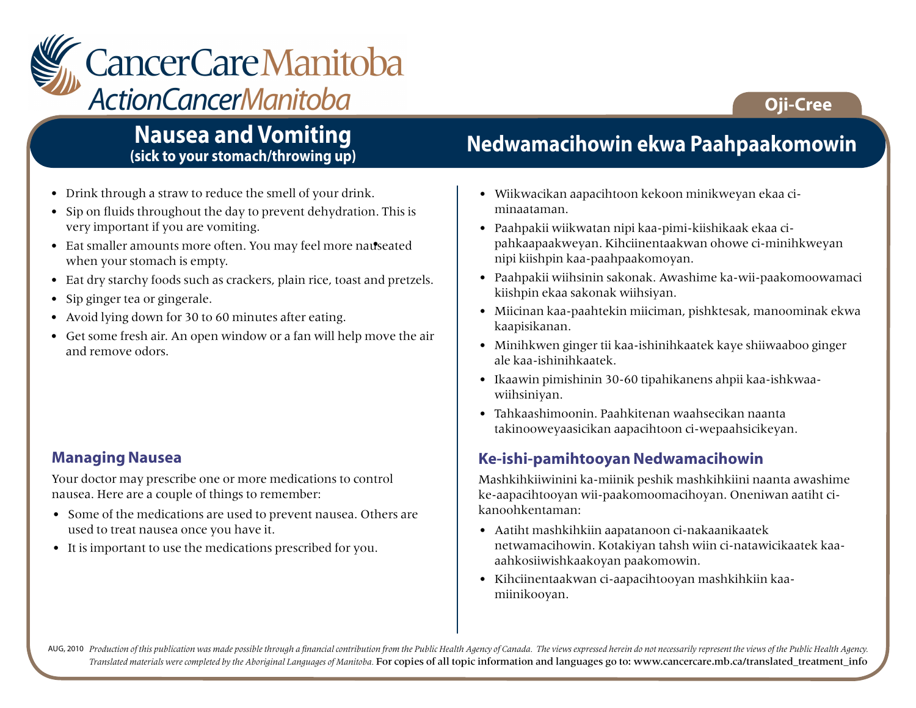# CancerCare Manitoba
## ActionCancerManitoba

**Oji-Cree**

## Nausea and Vomiting
**(sick to your stomach/throwing up)**

- Drink through a straw to reduce the smell of your drink.
- Sip on fluids throughout the day to prevent dehydration. This is very important if you are vomiting.
- Eat smaller amounts more often. You may feel more nauseated when your stomach is empty.
- Eat dry starchy foods such as crackers, plain rice, toast and pretzels.
- Sip ginger tea or gingerale.
- Avoid lying down for 30 to 60 minutes after eating.
- Get some fresh air. An open window or a fan will help move the air and remove odors.

### Managing Nausea

Your doctor may prescribe one or more medications to control nausea. Here are a couple of things to remember:

- Some of the medications are used to prevent nausea. Others are used to treat nausea once you have it.
- It is important to use the medications prescribed for you.

## Nedwamacihowin ekwa Paahpaakomowin

- Wiikwacikan aapacihtoon kekoon minikweyan ekaa ci-minaataman.
- Paahpakii wiikwatan nipi kaa-pimi-kiishikaak ekaa ci-pahkaapaakweyan. Kihciinentaakwan ohowe ci-minihkweyan nipi kiishpin kaa-paahpaakomoyan.
- Paahpakii wiihsinin sakonak. Awashime ka-wii-paakomoowamaci kiishpin ekaa sakonak wiihsiyan.
- Miicinan kaa-paahtekin miiciman, pishktesak, manoominak ekwa kaapisikanan.
- Minihkwen ginger tii kaa-ishinihkaatek kaye shiiwaaboo ginger ale kaa-ishinihkaatek.
- Ikaawin pimishinin 30-60 tipahikanens ahpii kaa-ishkwaa-wiihsiniyan.
- Tahkaashimoonin. Paahkitenan waahsecikan naanta takinooweyaasicikan aapacihtoon ci-wepaahsicikeyan.

### Ke-ishi-pamihtooyan Nedwamacihowin

Mashkihkiiwinini ka-miinik peshik mashkihkiini naanta awashime ke-aapacihtooyan wii-paakomoomacihoyan. Oneniwan aatiht ci-kanoohkentaman:

- Aatiht mashkihkiin aapatanoon ci-nakaanikaatek netwamacihowin. Kotakiyan tahsh wiin ci-natawicikaatek kaa-aahkosiiwishkaakoyan paakomowin.
- Kihciinentaakwan ci-aapacihtooyan mashkihkiin kaa-miinikooyan.

AUG, 2010 *Production of this publication was made possible through a financial contribution from the Public Health Agency of Canada. The views expressed herein do not necessarily represent the views of the Public Health Agency. Translated materials were completed by the Aboriginal Languages of Manitoba.* For copies of all topic information and languages go to: www.cancercare.mb.ca/translated_treatment_info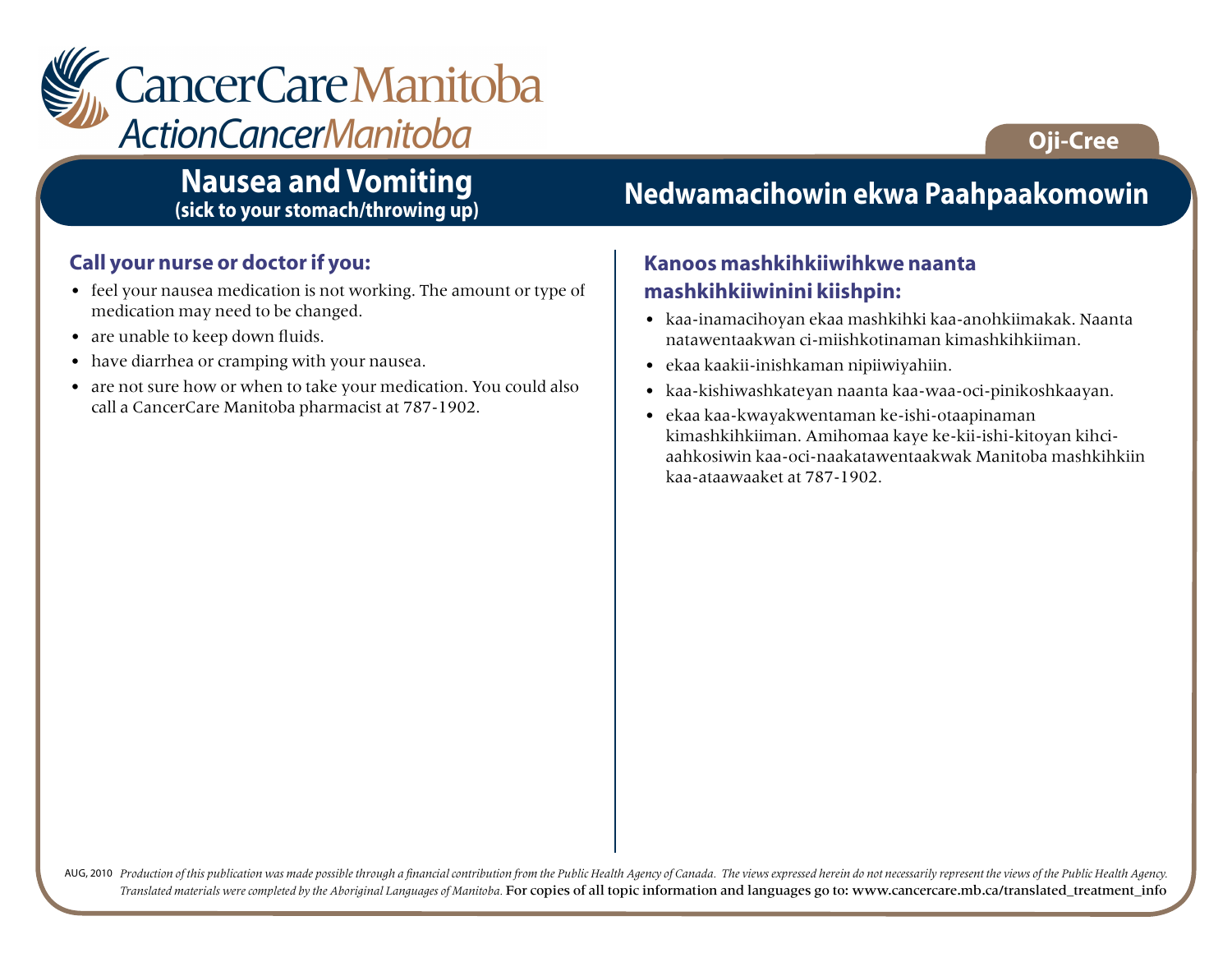CancerCare Manitoba
ActionCancerManitoba

Oji-Cree

# Nausea and Vomiting
(sick to your stomach/throwing up)

# Nedwamacihowin ekwa Paahpaakomowin

### Call your nurse or doctor if you:

- feel your nausea medication is not working. The amount or type of medication may need to be changed.
- are unable to keep down fluids.
- have diarrhea or cramping with your nausea.
- are not sure how or when to take your medication. You could also call a CancerCare Manitoba pharmacist at 787-1902.

### Kanoos mashkihkiiwihkwe naanta mashkihkiiwinini kiishpin:

- kaa-inamacihoyan ekaa mashkihki kaa-anohkiimakak. Naanta natawentaakwan ci-miishkotinaman kimashkihkiiman.
- ekaa kaakii-inishkaman nipiiwiyahiin.
- kaa-kishiwashkateyan naanta kaa-waa-oci-pinikoshkaayan.
- ekaa kaa-kwayakwentaman ke-ishi-otaapinaman kimashkihkiiman. Amihomaa kaye ke-kii-ishi-kitoyan kihci-aahkosiwin kaa-oci-naakatawentaakwak Manitoba mashkihkiin kaa-ataawaaket at 787-1902.

AUG, 2010 *Production of this publication was made possible through a financial contribution from the Public Health Agency of Canada. The views expressed herein do not necessarily represent the views of the Public Health Agency. Translated materials were completed by the Aboriginal Languages of Manitoba.* For copies of all topic information and languages go to: www.cancercare.mb.ca/translated_treatment_info